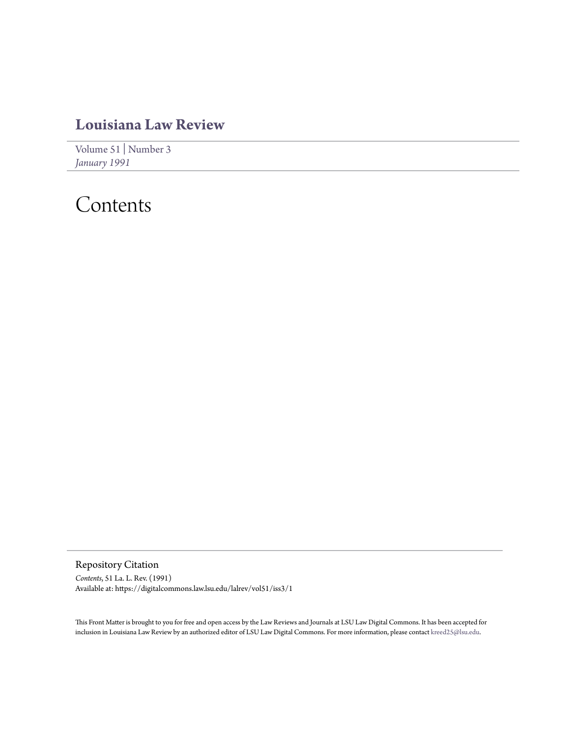# Louisiana Law Review

Volume 51 | Number 3
*January 1991*

# Contents

## Repository Citation

*Contents*, 51 La. L. Rev. (1991)
Available at: https://digitalcommons.law.lsu.edu/lalrev/vol51/iss3/1

This Front Matter is brought to you for free and open access by the Law Reviews and Journals at LSU Law Digital Commons. It has been accepted for inclusion in Louisiana Law Review by an authorized editor of LSU Law Digital Commons. For more information, please contact kreed25@lsu.edu.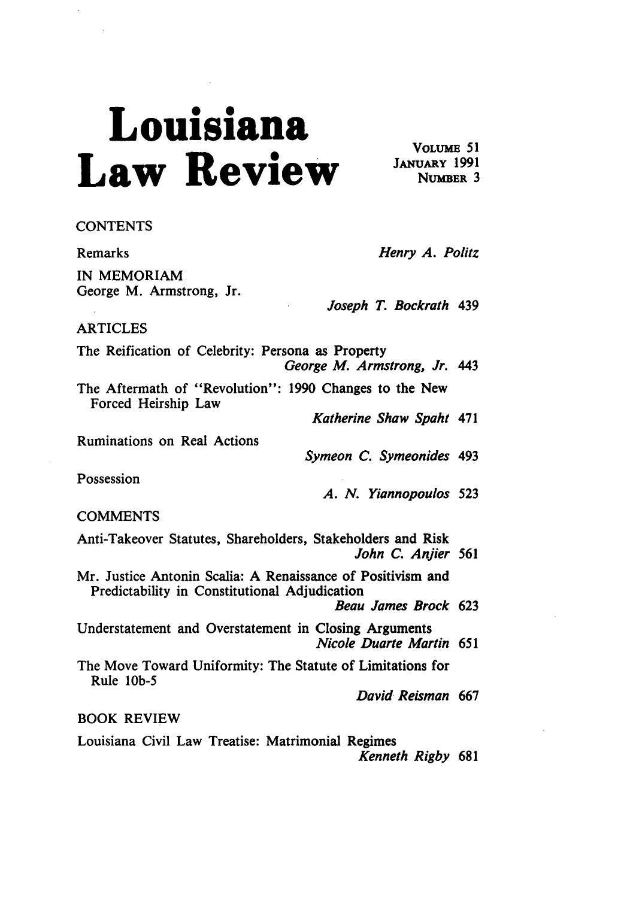# Louisiana Law Review

VOLUME 51
JANUARY 1991
NUMBER 3

## CONTENTS

Remarks — *Henry A. Politz*

IN MEMORIAM
George M. Armstrong, Jr. — *Joseph T. Bockrath* 439

### ARTICLES

The Reification of Celebrity: Persona as Property — *George M. Armstrong, Jr.* 443

The Aftermath of "Revolution": 1990 Changes to the New Forced Heirship Law — *Katherine Shaw Spaht* 471

Ruminations on Real Actions — *Symeon C. Symeonides* 493

Possession — *A. N. Yiannopoulos* 523

### COMMENTS

Anti-Takeover Statutes, Shareholders, Stakeholders and Risk — *John C. Anjier* 561

Mr. Justice Antonin Scalia: A Renaissance of Positivism and Predictability in Constitutional Adjudication — *Beau James Brock* 623

Understatement and Overstatement in Closing Arguments — *Nicole Duarte Martin* 651

The Move Toward Uniformity: The Statute of Limitations for Rule 10b-5 — *David Reisman* 667

### BOOK REVIEW

Louisiana Civil Law Treatise: Matrimonial Regimes — *Kenneth Rigby* 681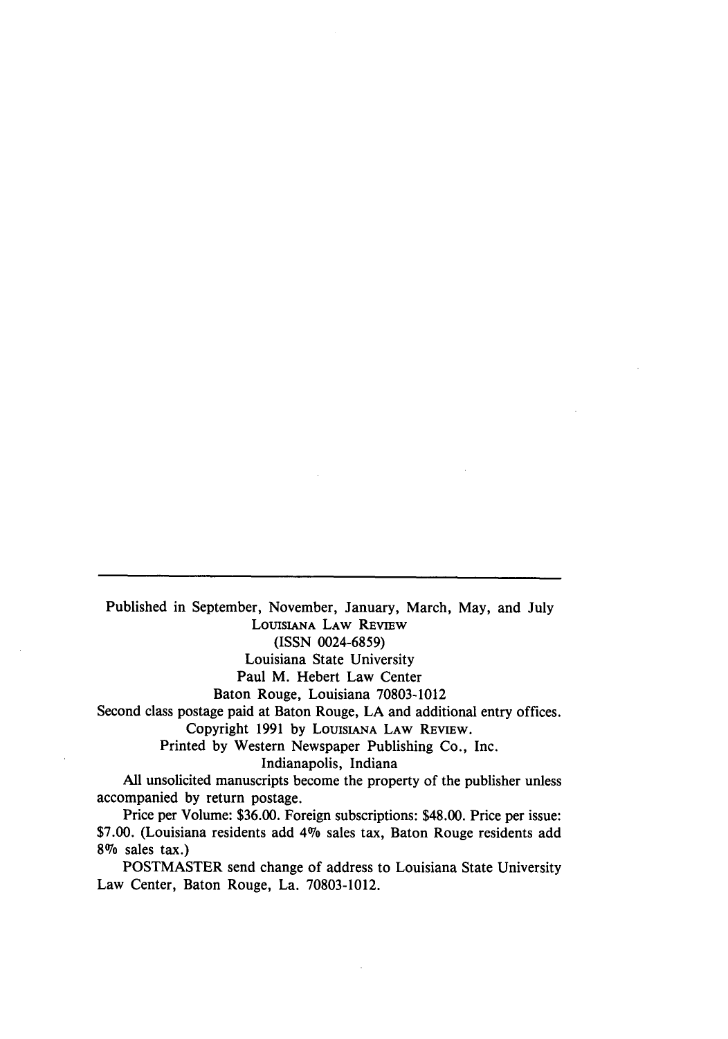Published in September, November, January, March, May, and July
LOUISIANA LAW REVIEW
(ISSN 0024-6859)
Louisiana State University
Paul M. Hebert Law Center
Baton Rouge, Louisiana 70803-1012
Second class postage paid at Baton Rouge, LA and additional entry offices.
Copyright 1991 by LOUISIANA LAW REVIEW.
Printed by Western Newspaper Publishing Co., Inc.
Indianapolis, Indiana

All unsolicited manuscripts become the property of the publisher unless accompanied by return postage.

Price per Volume: $36.00. Foreign subscriptions: $48.00. Price per issue: $7.00. (Louisiana residents add 4% sales tax, Baton Rouge residents add 8% sales tax.)

POSTMASTER send change of address to Louisiana State University Law Center, Baton Rouge, La. 70803-1012.